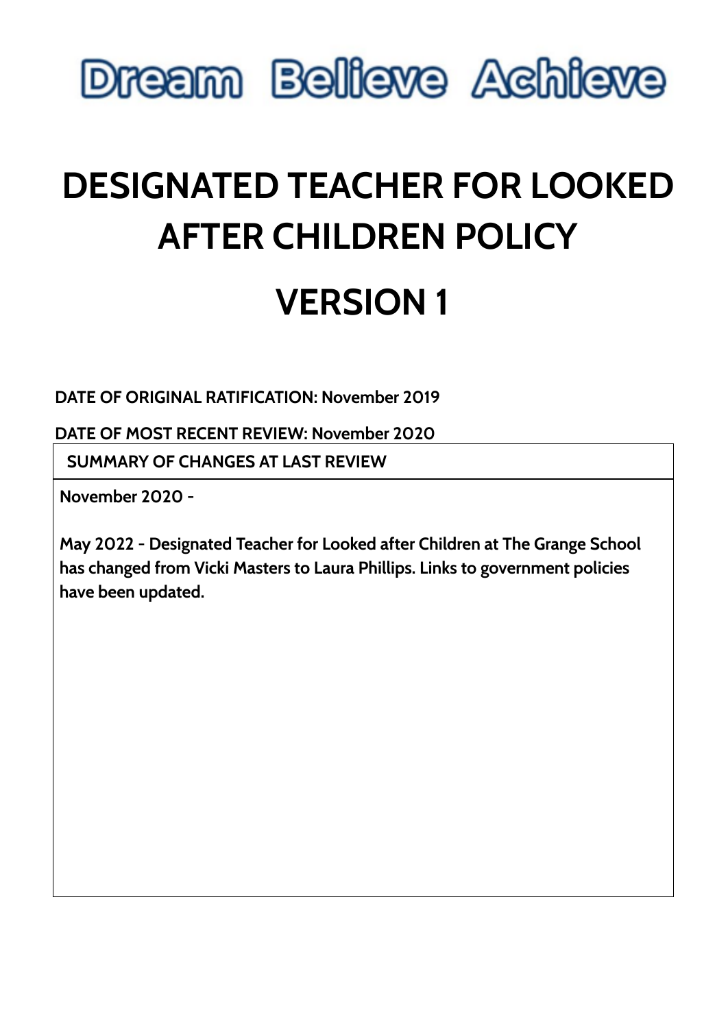# Dream Believe Achieve

# DESIGNATED TEACHER FOR LOOKED AFTER CHILDREN POLICY

# VERSION 1

**DATE OF ORIGINAL RATIFICATION: November 2019**

**DATE OF MOST RECENT REVIEW: November 2020**

| SUMMARY OF CHANGES AT LAST REVIEW |
| --- |
| **November 2020 -**<br><br>**May 2022 - Designated Teacher for Looked after Children at The Grange School has changed from Vicki Masters to Laura Phillips. Links to government policies have been updated.** |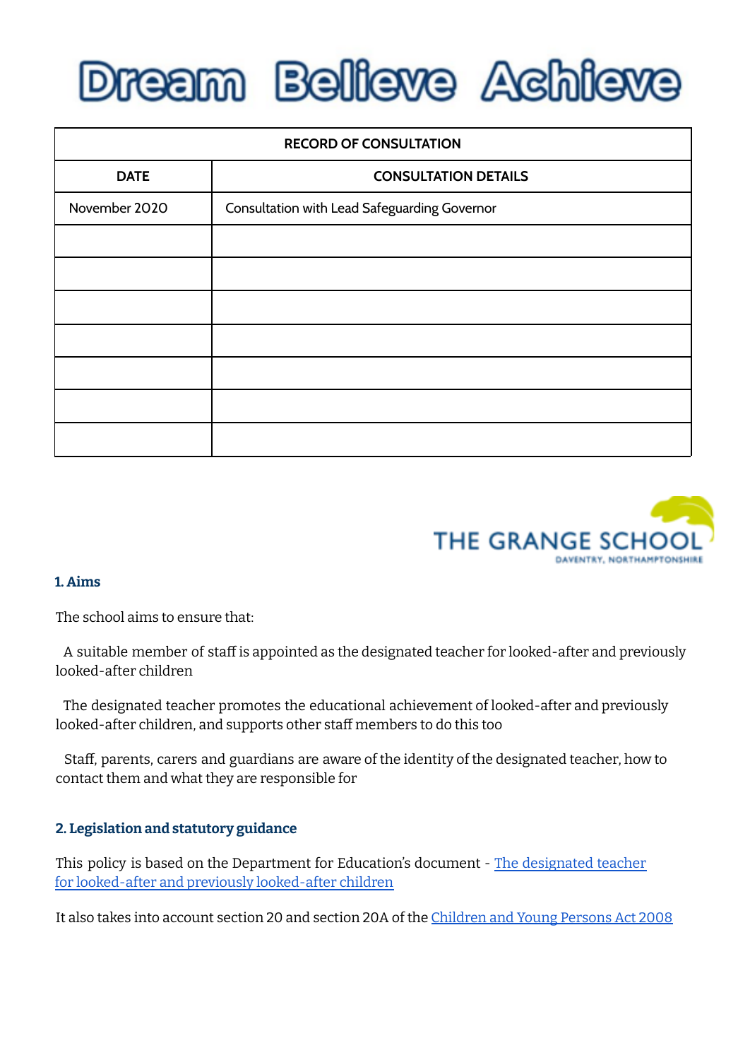Dream Believe Achieve

| RECORD OF CONSULTATION | |
|---|---|
| **DATE** | **CONSULTATION DETAILS** |
| November 2020 | Consultation with Lead Safeguarding Governor |
| | |
| | |
| | |
| | |
| | |
| | |
| | |

THE GRANGE SCHOOL
DAVENTRY, NORTHAMPTONSHIRE

### 1. Aims

The school aims to ensure that:

- A suitable member of staff is appointed as the designated teacher for looked-after and previously looked-after children
- The designated teacher promotes the educational achievement of looked-after and previously looked-after children, and supports other staff members to do this too
- Staff, parents, carers and guardians are aware of the identity of the designated teacher, how to contact them and what they are responsible for

### 2. Legislation and statutory guidance

This policy is based on the Department for Education's document - The designated teacher for looked-after and previously looked-after children

It also takes into account section 20 and section 20A of the Children and Young Persons Act 2008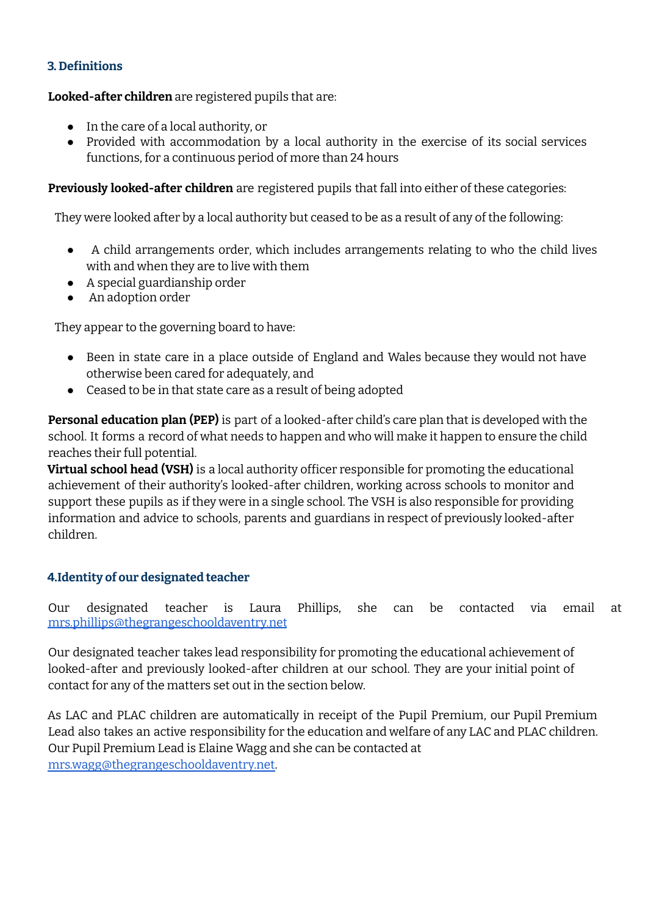## 3. Definitions

**Looked-after children** are registered pupils that are:

- In the care of a local authority, or
- Provided with accommodation by a local authority in the exercise of its social services functions, for a continuous period of more than 24 hours

**Previously looked-after children** are registered pupils that fall into either of these categories:

They were looked after by a local authority but ceased to be as a result of any of the following:

- A child arrangements order, which includes arrangements relating to who the child lives with and when they are to live with them
- A special guardianship order
- An adoption order

They appear to the governing board to have:

- Been in state care in a place outside of England and Wales because they would not have otherwise been cared for adequately, and
- Ceased to be in that state care as a result of being adopted

**Personal education plan (PEP)** is part of a looked-after child's care plan that is developed with the school. It forms a record of what needs to happen and who will make it happen to ensure the child reaches their full potential.

**Virtual school head (VSH)** is a local authority officer responsible for promoting the educational achievement of their authority's looked-after children, working across schools to monitor and support these pupils as if they were in a single school. The VSH is also responsible for providing information and advice to schools, parents and guardians in respect of previously looked-after children.

## 4. Identity of our designated teacher

Our designated teacher is Laura Phillips, she can be contacted via email at mrs.phillips@thegrangeschooldaventry.net

Our designated teacher takes lead responsibility for promoting the educational achievement of looked-after and previously looked-after children at our school. They are your initial point of contact for any of the matters set out in the section below.

As LAC and PLAC children are automatically in receipt of the Pupil Premium, our Pupil Premium Lead also takes an active responsibility for the education and welfare of any LAC and PLAC children. Our Pupil Premium Lead is Elaine Wagg and she can be contacted at mrs.wagg@thegrangeschooldaventry.net.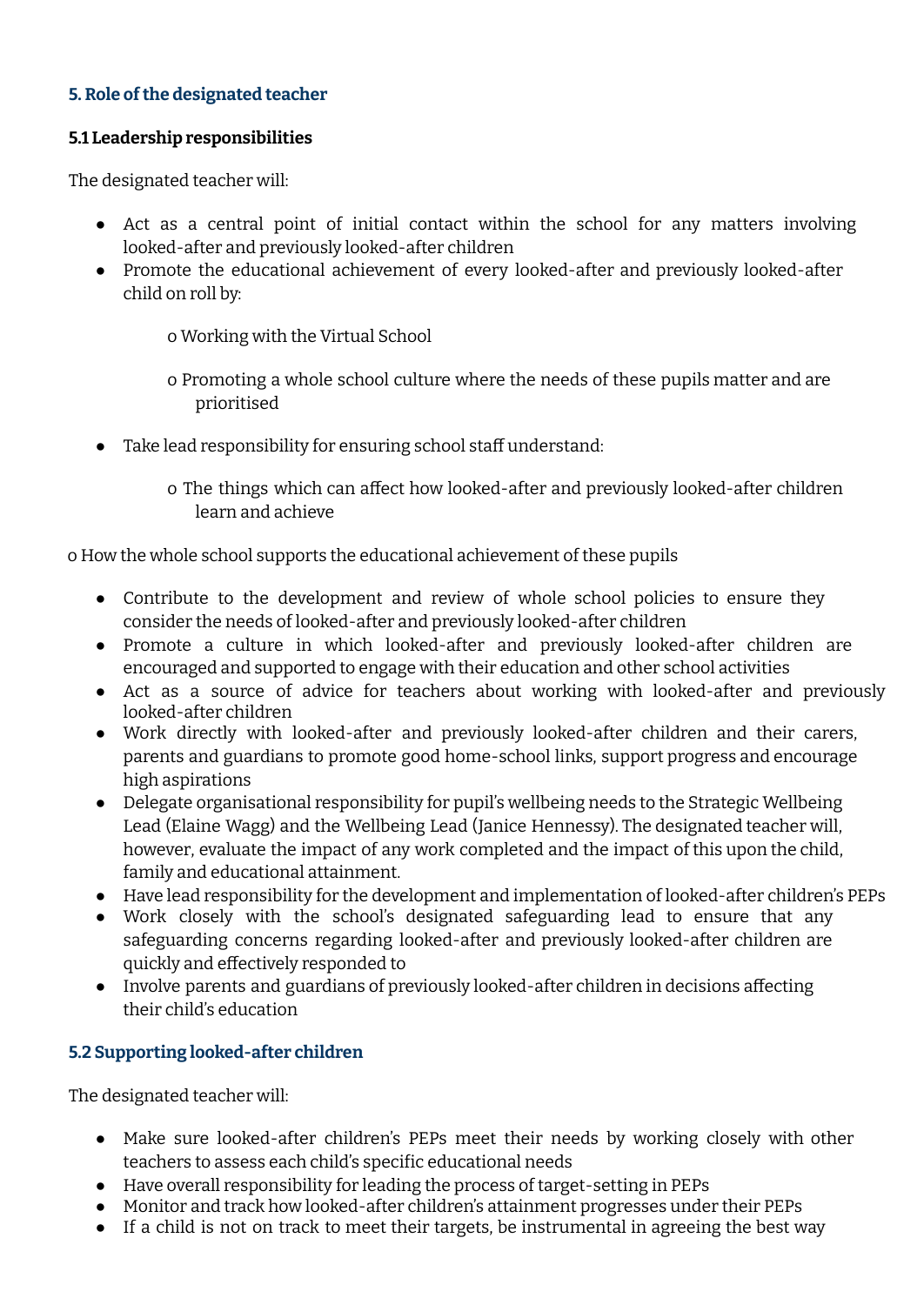## 5. Role of the designated teacher

### 5.1 Leadership responsibilities

The designated teacher will:

- Act as a central point of initial contact within the school for any matters involving looked-after and previously looked-after children
- Promote the educational achievement of every looked-after and previously looked-after child on roll by:
    - o Working with the Virtual School
    - o Promoting a whole school culture where the needs of these pupils matter and are prioritised
- Take lead responsibility for ensuring school staff understand:
    - o The things which can affect how looked-after and previously looked-after children learn and achieve

o How the whole school supports the educational achievement of these pupils

- Contribute to the development and review of whole school policies to ensure they consider the needs of looked-after and previously looked-after children
- Promote a culture in which looked-after and previously looked-after children are encouraged and supported to engage with their education and other school activities
- Act as a source of advice for teachers about working with looked-after and previously looked-after children
- Work directly with looked-after and previously looked-after children and their carers, parents and guardians to promote good home-school links, support progress and encourage high aspirations
- Delegate organisational responsibility for pupil's wellbeing needs to the Strategic Wellbeing Lead (Elaine Wagg) and the Wellbeing Lead (Janice Hennessy). The designated teacher will, however, evaluate the impact of any work completed and the impact of this upon the child, family and educational attainment.
- Have lead responsibility for the development and implementation of looked-after children's PEPs
- Work closely with the school's designated safeguarding lead to ensure that any safeguarding concerns regarding looked-after and previously looked-after children are quickly and effectively responded to
- Involve parents and guardians of previously looked-after children in decisions affecting their child's education

### 5.2 Supporting looked-after children

The designated teacher will:

- Make sure looked-after children's PEPs meet their needs by working closely with other teachers to assess each child's specific educational needs
- Have overall responsibility for leading the process of target-setting in PEPs
- Monitor and track how looked-after children's attainment progresses under their PEPs
- If a child is not on track to meet their targets, be instrumental in agreeing the best way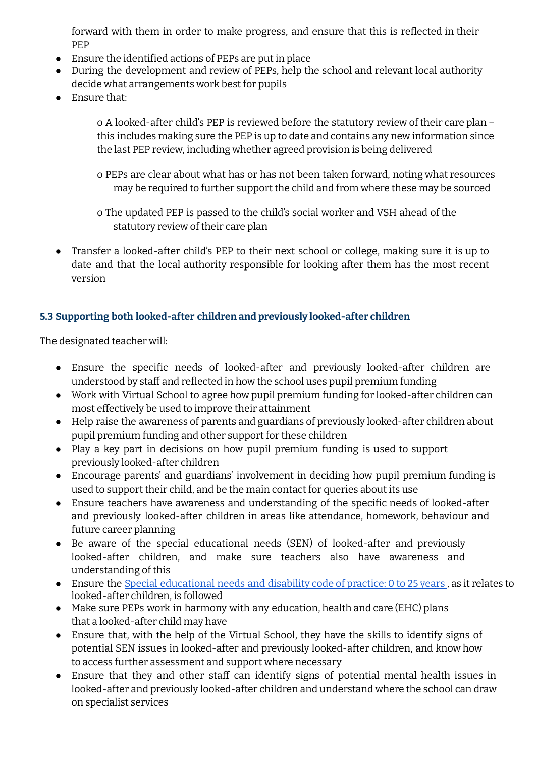forward with them in order to make progress, and ensure that this is reflected in their PEP

- Ensure the identified actions of PEPs are put in place
- During the development and review of PEPs, help the school and relevant local authority decide what arrangements work best for pupils
- Ensure that:
  - o A looked-after child's PEP is reviewed before the statutory review of their care plan – this includes making sure the PEP is up to date and contains any new information since the last PEP review, including whether agreed provision is being delivered
  - o PEPs are clear about what has or has not been taken forward, noting what resources may be required to further support the child and from where these may be sourced
  - o The updated PEP is passed to the child's social worker and VSH ahead of the statutory review of their care plan
- Transfer a looked-after child's PEP to their next school or college, making sure it is up to date and that the local authority responsible for looking after them has the most recent version

### 5.3 Supporting both looked-after children and previously looked-after children

The designated teacher will:

- Ensure the specific needs of looked-after and previously looked-after children are understood by staff and reflected in how the school uses pupil premium funding
- Work with Virtual School to agree how pupil premium funding for looked-after children can most effectively be used to improve their attainment
- Help raise the awareness of parents and guardians of previously looked-after children about pupil premium funding and other support for these children
- Play a key part in decisions on how pupil premium funding is used to support previously looked-after children
- Encourage parents' and guardians' involvement in deciding how pupil premium funding is used to support their child, and be the main contact for queries about its use
- Ensure teachers have awareness and understanding of the specific needs of looked-after and previously looked-after children in areas like attendance, homework, behaviour and future career planning
- Be aware of the special educational needs (SEN) of looked-after and previously looked-after children, and make sure teachers also have awareness and understanding of this
- Ensure the Special educational needs and disability code of practice: 0 to 25 years, as it relates to looked-after children, is followed
- Make sure PEPs work in harmony with any education, health and care (EHC) plans that a looked-after child may have
- Ensure that, with the help of the Virtual School, they have the skills to identify signs of potential SEN issues in looked-after and previously looked-after children, and know how to access further assessment and support where necessary
- Ensure that they and other staff can identify signs of potential mental health issues in looked-after and previously looked-after children and understand where the school can draw on specialist services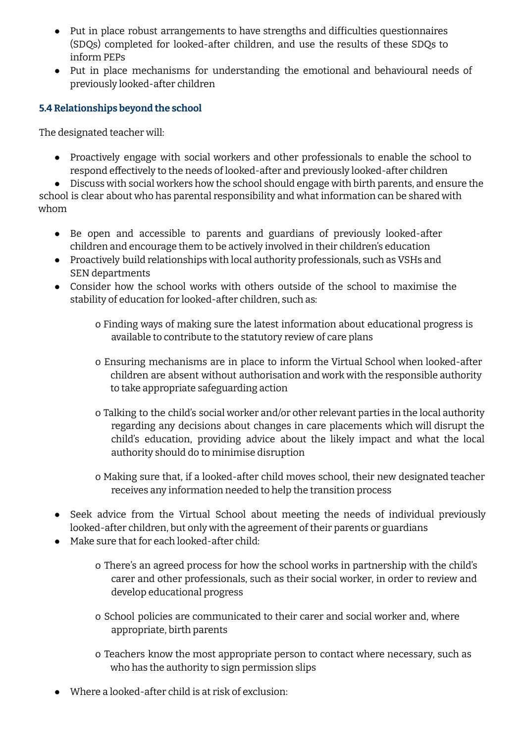- Put in place robust arrangements to have strengths and difficulties questionnaires (SDQs) completed for looked-after children, and use the results of these SDQs to inform PEPs
- Put in place mechanisms for understanding the emotional and behavioural needs of previously looked-after children

### 5.4 Relationships beyond the school

The designated teacher will:

- Proactively engage with social workers and other professionals to enable the school to respond effectively to the needs of looked-after and previously looked-after children
- Discuss with social workers how the school should engage with birth parents, and ensure the school is clear about who has parental responsibility and what information can be shared with whom
- Be open and accessible to parents and guardians of previously looked-after children and encourage them to be actively involved in their children's education
- Proactively build relationships with local authority professionals, such as VSHs and SEN departments
- Consider how the school works with others outside of the school to maximise the stability of education for looked-after children, such as:
    - Finding ways of making sure the latest information about educational progress is available to contribute to the statutory review of care plans
    - Ensuring mechanisms are in place to inform the Virtual School when looked-after children are absent without authorisation and work with the responsible authority to take appropriate safeguarding action
    - Talking to the child's social worker and/or other relevant parties in the local authority regarding any decisions about changes in care placements which will disrupt the child's education, providing advice about the likely impact and what the local authority should do to minimise disruption
    - Making sure that, if a looked-after child moves school, their new designated teacher receives any information needed to help the transition process
- Seek advice from the Virtual School about meeting the needs of individual previously looked-after children, but only with the agreement of their parents or guardians
- Make sure that for each looked-after child:
    - There's an agreed process for how the school works in partnership with the child's carer and other professionals, such as their social worker, in order to review and develop educational progress
    - School policies are communicated to their carer and social worker and, where appropriate, birth parents
    - Teachers know the most appropriate person to contact where necessary, such as who has the authority to sign permission slips
- Where a looked-after child is at risk of exclusion: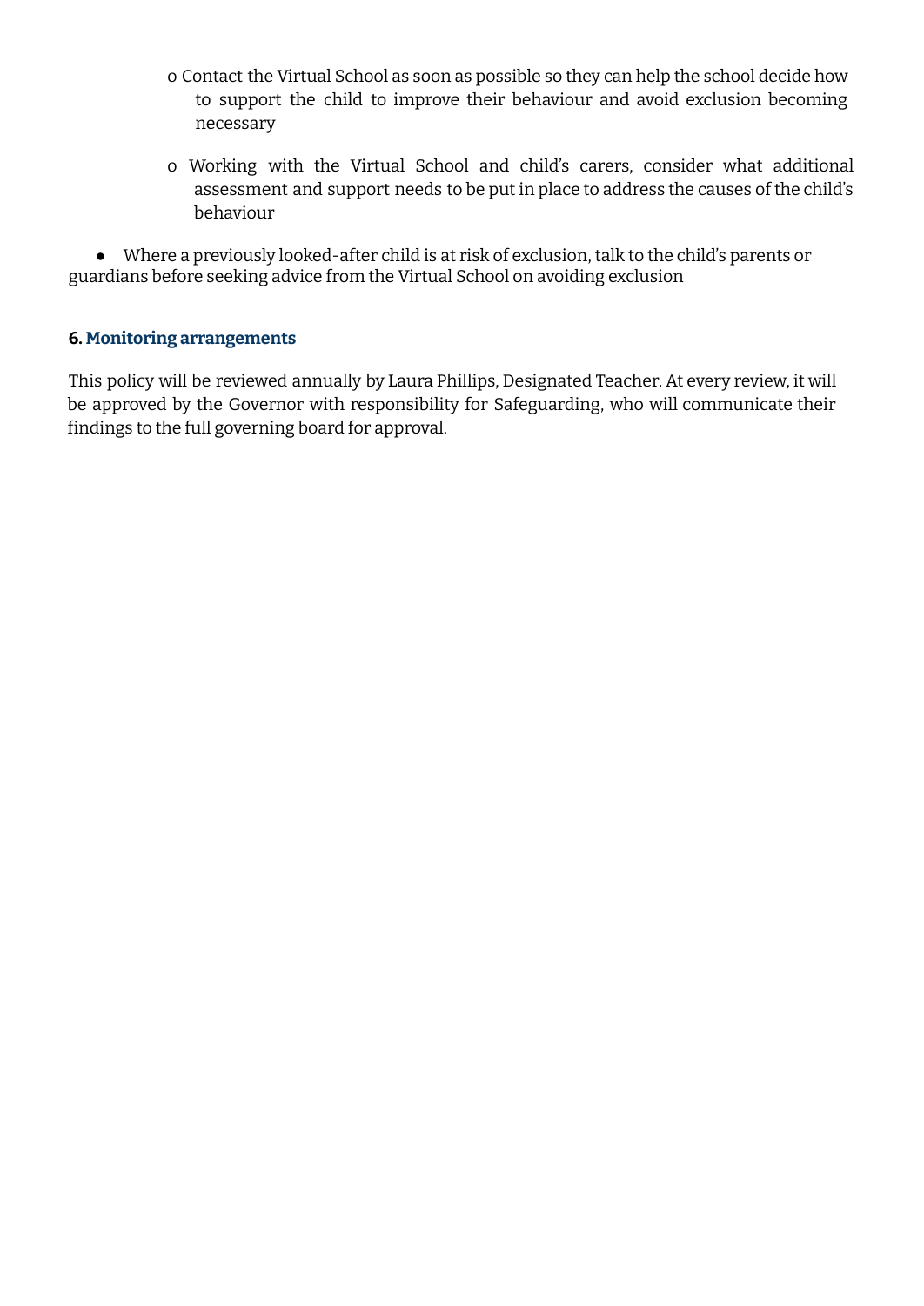- Contact the Virtual School as soon as possible so they can help the school decide how to support the child to improve their behaviour and avoid exclusion becoming necessary
    - Working with the Virtual School and child's carers, consider what additional assessment and support needs to be put in place to address the causes of the child's behaviour

- Where a previously looked-after child is at risk of exclusion, talk to the child's parents or guardians before seeking advice from the Virtual School on avoiding exclusion

## 6. Monitoring arrangements

This policy will be reviewed annually by Laura Phillips, Designated Teacher. At every review, it will be approved by the Governor with responsibility for Safeguarding, who will communicate their findings to the full governing board for approval.